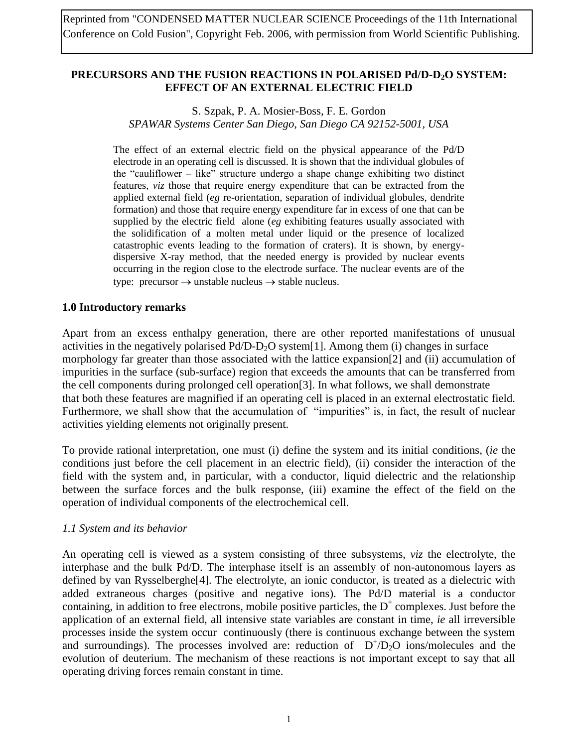Reprinted from "CONDENSED MATTER NUCLEAR SCIENCE Proceedings of the 11th International Conference on Cold Fusion", Copyright Feb. 2006, with permission from World Scientific Publishing.

# PRECURSORS AND THE FUSION REACTIONS IN POLARISED Pd/D-$D_2O$ SYSTEM: EFFECT OF AN EXTERNAL ELECTRIC FIELD

S. Szpak, P. A. Mosier-Boss, F. E. Gordon
*SPAWAR Systems Center San Diego, San Diego CA 92152-5001, USA*

The effect of an external electric field on the physical appearance of the Pd/D electrode in an operating cell is discussed. It is shown that the individual globules of the "cauliflower – like" structure undergo a shape change exhibiting two distinct features, *viz* those that require energy expenditure that can be extracted from the applied external field (*eg* re-orientation, separation of individual globules, dendrite formation) and those that require energy expenditure far in excess of one that can be supplied by the electric field alone (*eg* exhibiting features usually associated with the solidification of a molten metal under liquid or the presence of localized catastrophic events leading to the formation of craters). It is shown, by energy-dispersive X-ray method, that the needed energy is provided by nuclear events occurring in the region close to the electrode surface. The nuclear events are of the type: precursor $\rightarrow$ unstable nucleus $\rightarrow$ stable nucleus.

## 1.0 Introductory remarks

Apart from an excess enthalpy generation, there are other reported manifestations of unusual activities in the negatively polarised Pd/D-$D_2O$ system[1]. Among them (i) changes in surface morphology far greater than those associated with the lattice expansion[2] and (ii) accumulation of impurities in the surface (sub-surface) region that exceeds the amounts that can be transferred from the cell components during prolonged cell operation[3]. In what follows, we shall demonstrate that both these features are magnified if an operating cell is placed in an external electrostatic field. Furthermore, we shall show that the accumulation of "impurities" is, in fact, the result of nuclear activities yielding elements not originally present.

To provide rational interpretation, one must (i) define the system and its initial conditions, (*ie* the conditions just before the cell placement in an electric field), (ii) consider the interaction of the field with the system and, in particular, with a conductor, liquid dielectric and the relationship between the surface forces and the bulk response, (iii) examine the effect of the field on the operation of individual components of the electrochemical cell.

### *1.1 System and its behavior*

An operating cell is viewed as a system consisting of three subsystems, *viz* the electrolyte, the interphase and the bulk Pd/D. The interphase itself is an assembly of non-autonomous layers as defined by van Rysselberghe[4]. The electrolyte, an ionic conductor, is treated as a dielectric with added extraneous charges (positive and negative ions). The Pd/D material is a conductor containing, in addition to free electrons, mobile positive particles, the $D^+$ complexes. Just before the application of an external field, all intensive state variables are constant in time, *ie* all irreversible processes inside the system occur continuously (there is continuous exchange between the system and surroundings). The processes involved are: reduction of $D^+/D_2O$ ions/molecules and the evolution of deuterium. The mechanism of these reactions is not important except to say that all operating driving forces remain constant in time.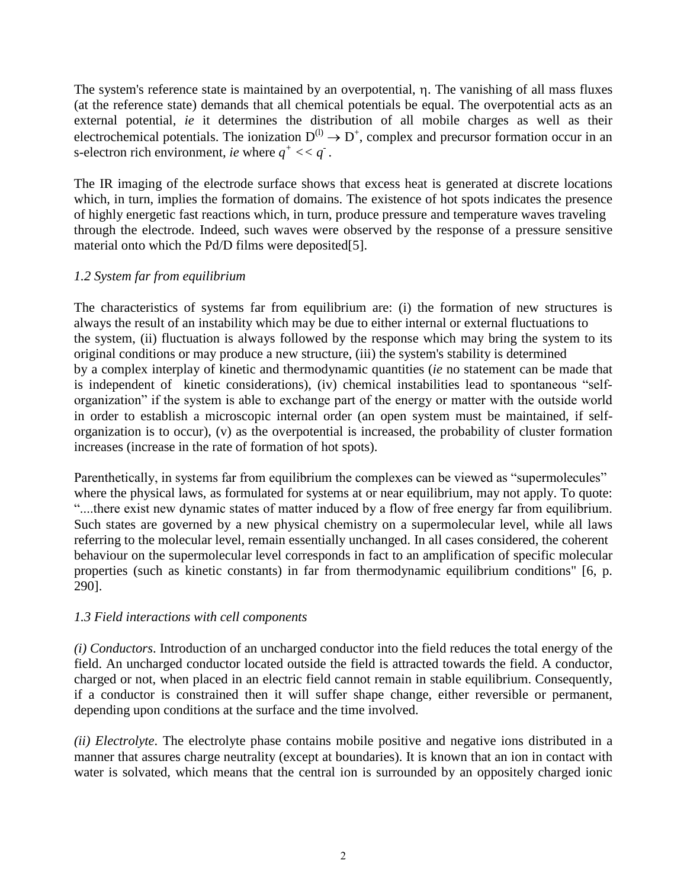The system's reference state is maintained by an overpotential, $\eta$. The vanishing of all mass fluxes (at the reference state) demands that all chemical potentials be equal. The overpotential acts as an external potential, *ie* it determines the distribution of all mobile charges as well as their electrochemical potentials. The ionization $D^{(l)} \rightarrow D^+$, complex and precursor formation occur in an s-electron rich environment, *ie* where $q^+ << q^-$.

The IR imaging of the electrode surface shows that excess heat is generated at discrete locations which, in turn, implies the formation of domains. The existence of hot spots indicates the presence of highly energetic fast reactions which, in turn, produce pressure and temperature waves traveling through the electrode. Indeed, such waves were observed by the response of a pressure sensitive material onto which the Pd/D films were deposited[5].

### *1.2 System far from equilibrium*

The characteristics of systems far from equilibrium are: (i) the formation of new structures is always the result of an instability which may be due to either internal or external fluctuations to the system, (ii) fluctuation is always followed by the response which may bring the system to its original conditions or may produce a new structure, (iii) the system's stability is determined by a complex interplay of kinetic and thermodynamic quantities (*ie* no statement can be made that is independent of kinetic considerations), (iv) chemical instabilities lead to spontaneous "self-organization" if the system is able to exchange part of the energy or matter with the outside world in order to establish a microscopic internal order (an open system must be maintained, if self-organization is to occur), (v) as the overpotential is increased, the probability of cluster formation increases (increase in the rate of formation of hot spots).

Parenthetically, in systems far from equilibrium the complexes can be viewed as "supermolecules" where the physical laws, as formulated for systems at or near equilibrium, may not apply. To quote: "....there exist new dynamic states of matter induced by a flow of free energy far from equilibrium. Such states are governed by a new physical chemistry on a supermolecular level, while all laws referring to the molecular level, remain essentially unchanged. In all cases considered, the coherent behaviour on the supermolecular level corresponds in fact to an amplification of specific molecular properties (such as kinetic constants) in far from thermodynamic equilibrium conditions" [6, p. 290].

### *1.3 Field interactions with cell components*

*(i) Conductors*. Introduction of an uncharged conductor into the field reduces the total energy of the field. An uncharged conductor located outside the field is attracted towards the field. A conductor, charged or not, when placed in an electric field cannot remain in stable equilibrium. Consequently, if a conductor is constrained then it will suffer shape change, either reversible or permanent, depending upon conditions at the surface and the time involved.

*(ii) Electrolyte*. The electrolyte phase contains mobile positive and negative ions distributed in a manner that assures charge neutrality (except at boundaries). It is known that an ion in contact with water is solvated, which means that the central ion is surrounded by an oppositely charged ionic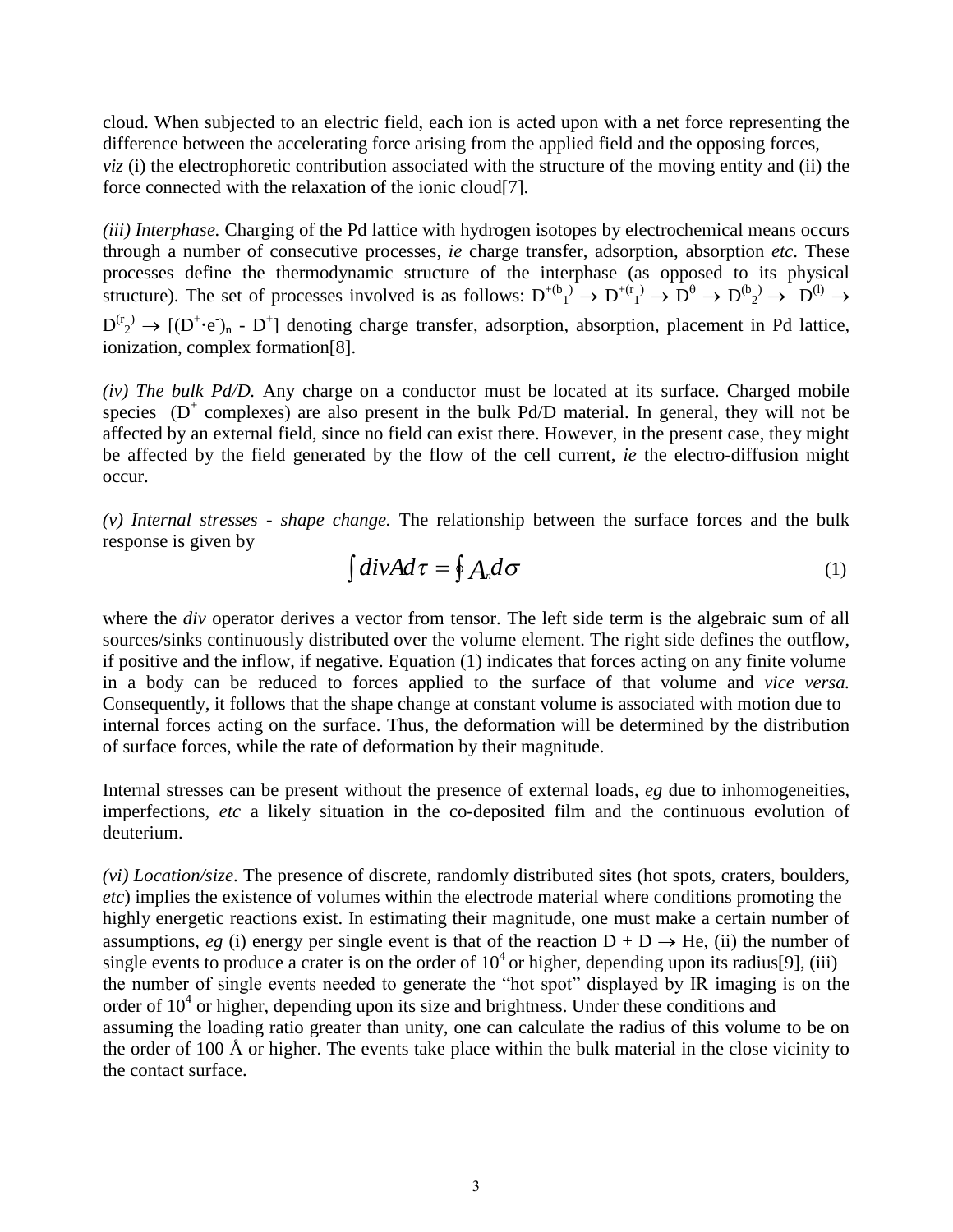cloud. When subjected to an electric field, each ion is acted upon with a net force representing the difference between the accelerating force arising from the applied field and the opposing forces, *viz* (i) the electrophoretic contribution associated with the structure of the moving entity and (ii) the force connected with the relaxation of the ionic cloud[7].

*(iii) Interphase.* Charging of the Pd lattice with hydrogen isotopes by electrochemical means occurs through a number of consecutive processes, *ie* charge transfer, adsorption, absorption *etc*. These processes define the thermodynamic structure of the interphase (as opposed to its physical structure). The set of processes involved is as follows: $D^{+(b_1)} \rightarrow D^{+(r_1)} \rightarrow D^{\theta} \rightarrow D^{(b_2)} \rightarrow D^{(l)} \rightarrow D^{(r_2)} \rightarrow [(D^{+}\cdot e^{-})_n - D^{+}]$ denoting charge transfer, adsorption, absorption, placement in Pd lattice, ionization, complex formation[8].

*(iv) The bulk Pd/D.* Any charge on a conductor must be located at its surface. Charged mobile species ($D^+$ complexes) are also present in the bulk Pd/D material. In general, they will not be affected by an external field, since no field can exist there. However, in the present case, they might be affected by the field generated by the flow of the cell current, *ie* the electro-diffusion might occur.

*(v) Internal stresses - shape change.* The relationship between the surface forces and the bulk response is given by

$$\int divA d\tau = \oint A_n d\sigma \qquad (1)$$

where the *div* operator derives a vector from tensor. The left side term is the algebraic sum of all sources/sinks continuously distributed over the volume element. The right side defines the outflow, if positive and the inflow, if negative. Equation (1) indicates that forces acting on any finite volume in a body can be reduced to forces applied to the surface of that volume and *vice versa.* Consequently, it follows that the shape change at constant volume is associated with motion due to internal forces acting on the surface. Thus, the deformation will be determined by the distribution of surface forces, while the rate of deformation by their magnitude.

Internal stresses can be present without the presence of external loads, *eg* due to inhomogeneities, imperfections, *etc* a likely situation in the co-deposited film and the continuous evolution of deuterium.

*(vi) Location/size*. The presence of discrete, randomly distributed sites (hot spots, craters, boulders, *etc*) implies the existence of volumes within the electrode material where conditions promoting the highly energetic reactions exist. In estimating their magnitude, one must make a certain number of assumptions, *eg* (i) energy per single event is that of the reaction $D + D \rightarrow He$, (ii) the number of single events to produce a crater is on the order of $10^4$ or higher, depending upon its radius[9], (iii) the number of single events needed to generate the "hot spot" displayed by IR imaging is on the order of $10^4$ or higher, depending upon its size and brightness. Under these conditions and assuming the loading ratio greater than unity, one can calculate the radius of this volume to be on the order of 100 Å or higher. The events take place within the bulk material in the close vicinity to the contact surface.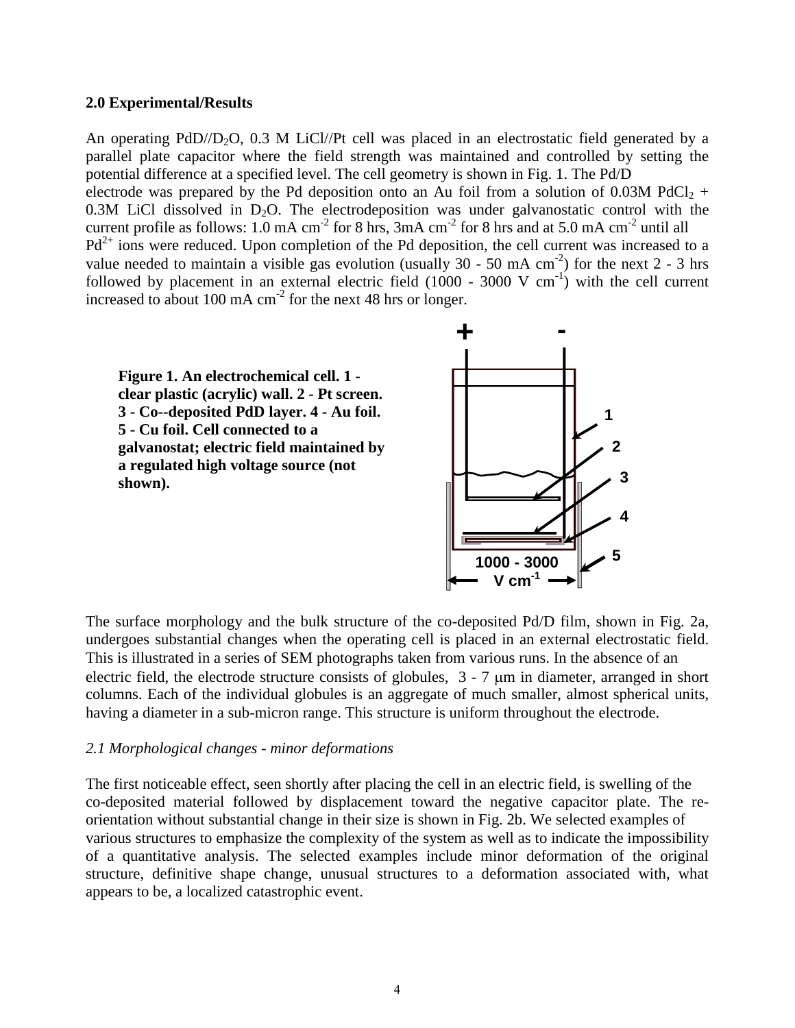### 2.0 Experimental/Results

An operating $PdD//D_2O$, 0.3 M LiCl//Pt cell was placed in an electrostatic field generated by a parallel plate capacitor where the field strength was maintained and controlled by setting the potential difference at a specified level. The cell geometry is shown in Fig. 1. The Pd/D electrode was prepared by the Pd deposition onto an Au foil from a solution of 0.03M $PdCl_2$ + 0.3M LiCl dissolved in $D_2O$. The electrodeposition was under galvanostatic control with the current profile as follows: 1.0 mA cm$^{-2}$ for 8 hrs, 3mA cm$^{-2}$ for 8 hrs and at 5.0 mA cm$^{-2}$ until all $Pd^{2+}$ ions were reduced. Upon completion of the Pd deposition, the cell current was increased to a value needed to maintain a visible gas evolution (usually 30 - 50 mA cm$^{-2}$) for the next 2 - 3 hrs followed by placement in an external electric field (1000 - 3000 V cm$^{-1}$) with the cell current increased to about 100 mA cm$^{-2}$ for the next 48 hrs or longer.

**Figure 1. An electrochemical cell. 1 - clear plastic (acrylic) wall. 2 - Pt screen. 3 - Co--deposited PdD layer. 4 - Au foil. 5 - Cu foil. Cell connected to a galvanostat; electric field maintained by a regulated high voltage source (not shown).**

The surface morphology and the bulk structure of the co-deposited Pd/D film, shown in Fig. 2a, undergoes substantial changes when the operating cell is placed in an external electrostatic field. This is illustrated in a series of SEM photographs taken from various runs. In the absence of an electric field, the electrode structure consists of globules, 3 - 7 μm in diameter, arranged in short columns. Each of the individual globules is an aggregate of much smaller, almost spherical units, having a diameter in a sub-micron range. This structure is uniform throughout the electrode.

#### *2.1 Morphological changes - minor deformations*

The first noticeable effect, seen shortly after placing the cell in an electric field, is swelling of the co-deposited material followed by displacement toward the negative capacitor plate. The re-orientation without substantial change in their size is shown in Fig. 2b. We selected examples of various structures to emphasize the complexity of the system as well as to indicate the impossibility of a quantitative analysis. The selected examples include minor deformation of the original structure, definitive shape change, unusual structures to a deformation associated with, what appears to be, a localized catastrophic event.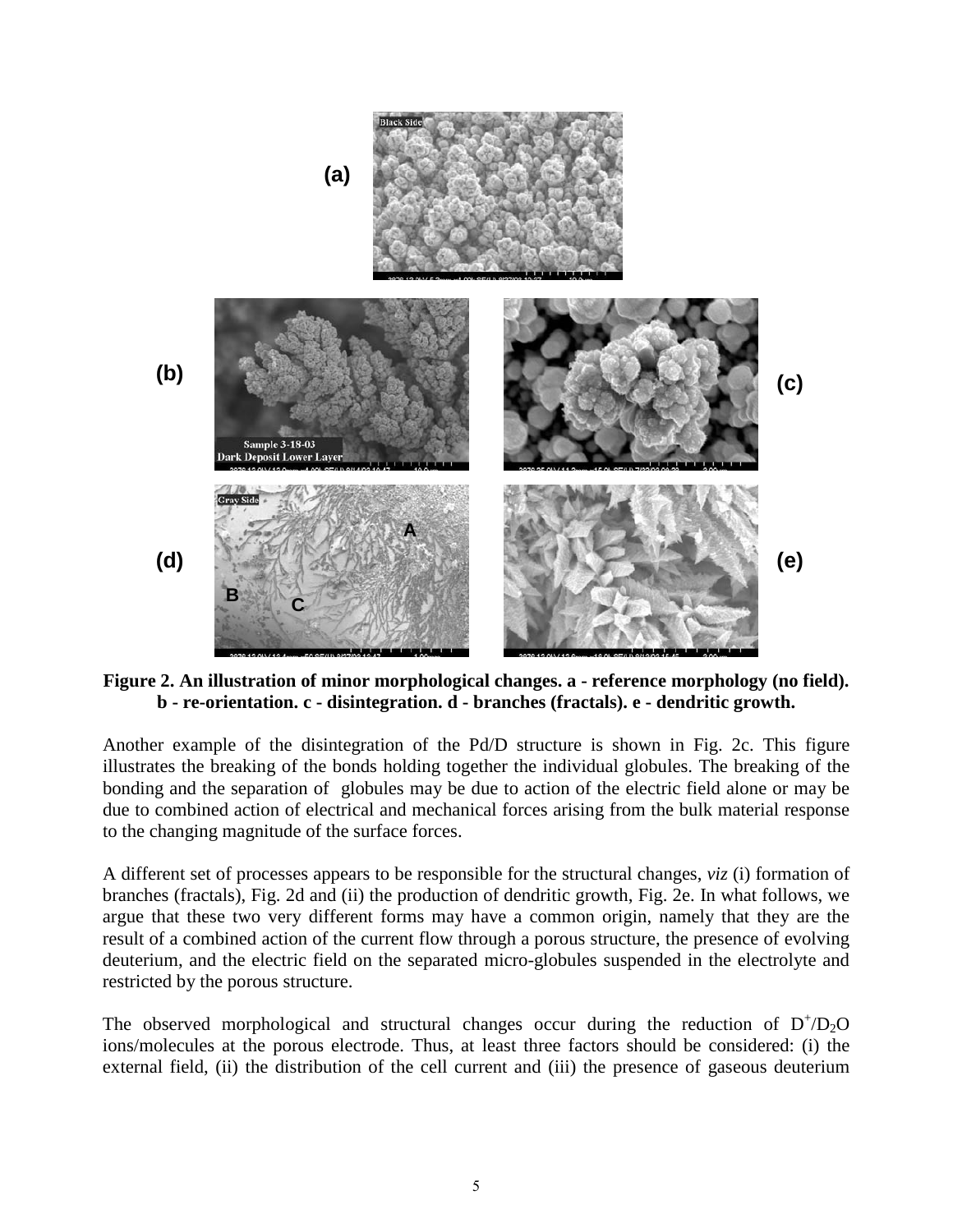**Figure 2. An illustration of minor morphological changes. a - reference morphology (no field). b - re-orientation. c - disintegration. d - branches (fractals). e - dendritic growth.**

Another example of the disintegration of the Pd/D structure is shown in Fig. 2c. This figure illustrates the breaking of the bonds holding together the individual globules. The breaking of the bonding and the separation of globules may be due to action of the electric field alone or may be due to combined action of electrical and mechanical forces arising from the bulk material response to the changing magnitude of the surface forces.

A different set of processes appears to be responsible for the structural changes, *viz* (i) formation of branches (fractals), Fig. 2d and (ii) the production of dendritic growth, Fig. 2e. In what follows, we argue that these two very different forms may have a common origin, namely that they are the result of a combined action of the current flow through a porous structure, the presence of evolving deuterium, and the electric field on the separated micro-globules suspended in the electrolyte and restricted by the porous structure.

The observed morphological and structural changes occur during the reduction of $D^+/D_2O$ ions/molecules at the porous electrode. Thus, at least three factors should be considered: (i) the external field, (ii) the distribution of the cell current and (iii) the presence of gaseous deuterium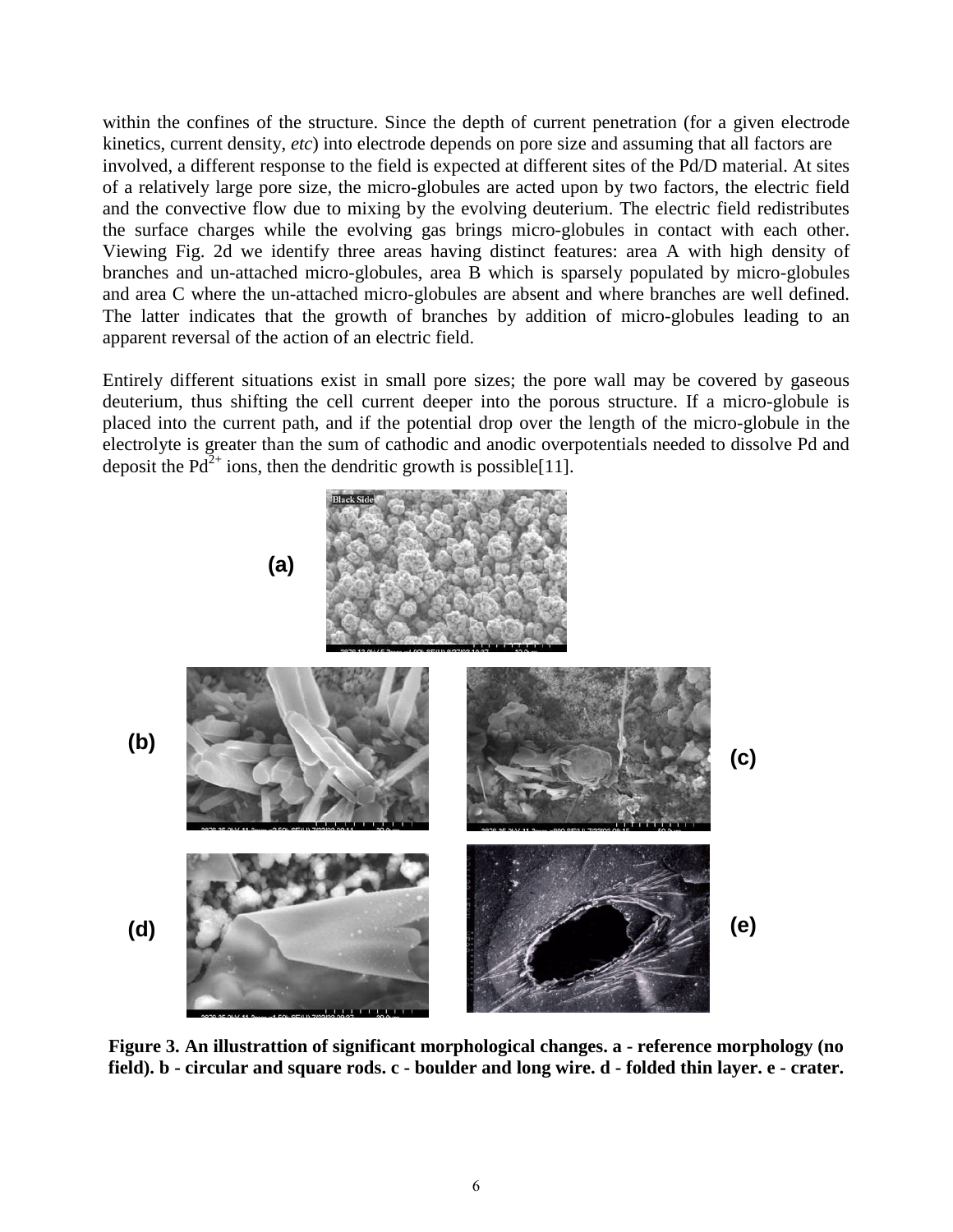within the confines of the structure. Since the depth of current penetration (for a given electrode kinetics, current density, *etc*) into electrode depends on pore size and assuming that all factors are involved, a different response to the field is expected at different sites of the Pd/D material. At sites of a relatively large pore size, the micro-globules are acted upon by two factors, the electric field and the convective flow due to mixing by the evolving deuterium. The electric field redistributes the surface charges while the evolving gas brings micro-globules in contact with each other. Viewing Fig. 2d we identify three areas having distinct features: area A with high density of branches and un-attached micro-globules, area B which is sparsely populated by micro-globules and area C where the un-attached micro-globules are absent and where branches are well defined. The latter indicates that the growth of branches by addition of micro-globules leading to an apparent reversal of the action of an electric field.

Entirely different situations exist in small pore sizes; the pore wall may be covered by gaseous deuterium, thus shifting the cell current deeper into the porous structure. If a micro-globule is placed into the current path, and if the potential drop over the length of the micro-globule in the electrolyte is greater than the sum of cathodic and anodic overpotentials needed to dissolve Pd and deposit the $Pd^{2+}$ ions, then the dendritic growth is possible[11].

**Figure 3. An illustrattion of significant morphological changes. a - reference morphology (no field). b - circular and square rods. c - boulder and long wire. d - folded thin layer. e - crater.**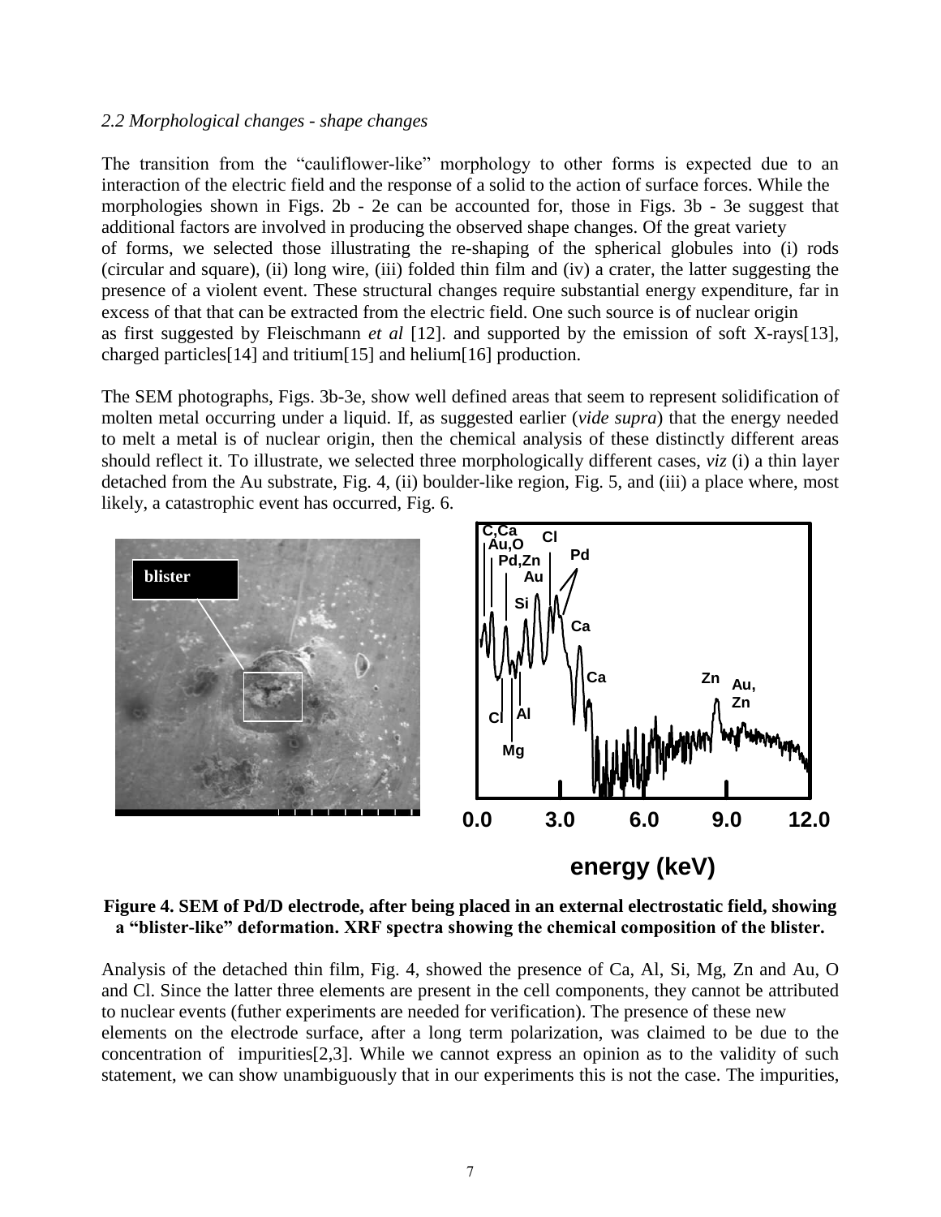*2.2 Morphological changes - shape changes*

The transition from the "cauliflower-like" morphology to other forms is expected due to an interaction of the electric field and the response of a solid to the action of surface forces. While the morphologies shown in Figs. 2b - 2e can be accounted for, those in Figs. 3b - 3e suggest that additional factors are involved in producing the observed shape changes. Of the great variety of forms, we selected those illustrating the re-shaping of the spherical globules into (i) rods (circular and square), (ii) long wire, (iii) folded thin film and (iv) a crater, the latter suggesting the presence of a violent event. These structural changes require substantial energy expenditure, far in excess of that that can be extracted from the electric field. One such source is of nuclear origin as first suggested by Fleischmann *et al* [12]. and supported by the emission of soft X-rays[13], charged particles[14] and tritium[15] and helium[16] production.

The SEM photographs, Figs. 3b-3e, show well defined areas that seem to represent solidification of molten metal occurring under a liquid. If, as suggested earlier (*vide supra*) that the energy needed to melt a metal is of nuclear origin, then the chemical analysis of these distinctly different areas should reflect it. To illustrate, we selected three morphologically different cases, *viz* (i) a thin layer detached from the Au substrate, Fig. 4, (ii) boulder-like region, Fig. 5, and (iii) a place where, most likely, a catastrophic event has occurred, Fig. 6.

**Figure 4. SEM of Pd/D electrode, after being placed in an external electrostatic field, showing a "blister-like" deformation. XRF spectra showing the chemical composition of the blister.**

Analysis of the detached thin film, Fig. 4, showed the presence of Ca, Al, Si, Mg, Zn and Au, O and Cl. Since the latter three elements are present in the cell components, they cannot be attributed to nuclear events (futher experiments are needed for verification). The presence of these new elements on the electrode surface, after a long term polarization, was claimed to be due to the concentration of impurities[2,3]. While we cannot express an opinion as to the validity of such statement, we can show unambiguously that in our experiments this is not the case. The impurities,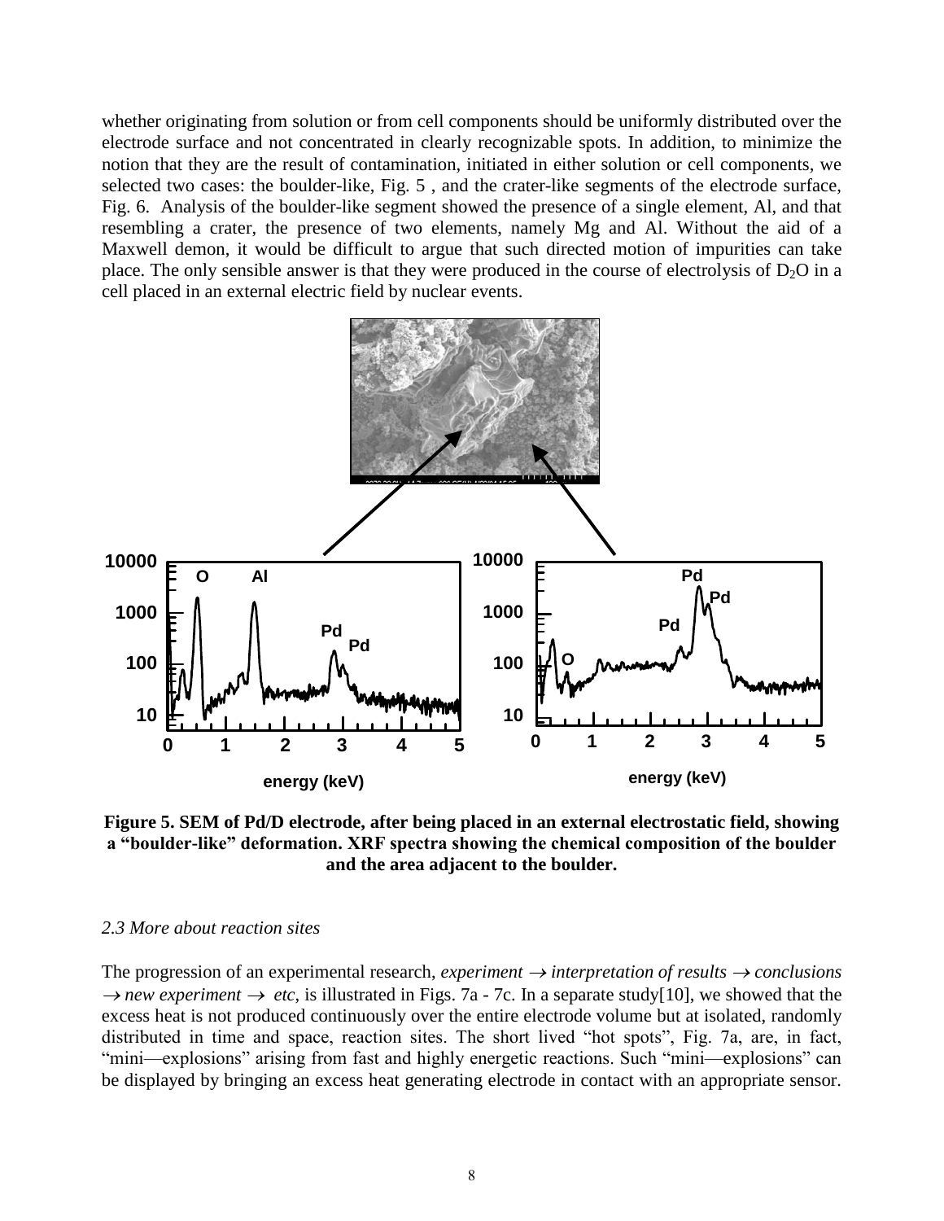whether originating from solution or from cell components should be uniformly distributed over the electrode surface and not concentrated in clearly recognizable spots. In addition, to minimize the notion that they are the result of contamination, initiated in either solution or cell components, we selected two cases: the boulder-like, Fig. 5 , and the crater-like segments of the electrode surface, Fig. 6. Analysis of the boulder-like segment showed the presence of a single element, Al, and that resembling a crater, the presence of two elements, namely Mg and Al. Without the aid of a Maxwell demon, it would be difficult to argue that such directed motion of impurities can take place. The only sensible answer is that they were produced in the course of electrolysis of $D_2O$ in a cell placed in an external electric field by nuclear events.

**Figure 5. SEM of Pd/D electrode, after being placed in an external electrostatic field, showing a "boulder-like" deformation. XRF spectra showing the chemical composition of the boulder and the area adjacent to the boulder.**

*2.3 More about reaction sites*

The progression of an experimental research, *experiment* $\rightarrow$ *interpretation of results* $\rightarrow$ *conclusions* $\rightarrow$ *new experiment* $\rightarrow$ *etc*, is illustrated in Figs. 7a - 7c. In a separate study[10], we showed that the excess heat is not produced continuously over the entire electrode volume but at isolated, randomly distributed in time and space, reaction sites. The short lived "hot spots", Fig. 7a, are, in fact, "mini—explosions" arising from fast and highly energetic reactions. Such "mini—explosions" can be displayed by bringing an excess heat generating electrode in contact with an appropriate sensor.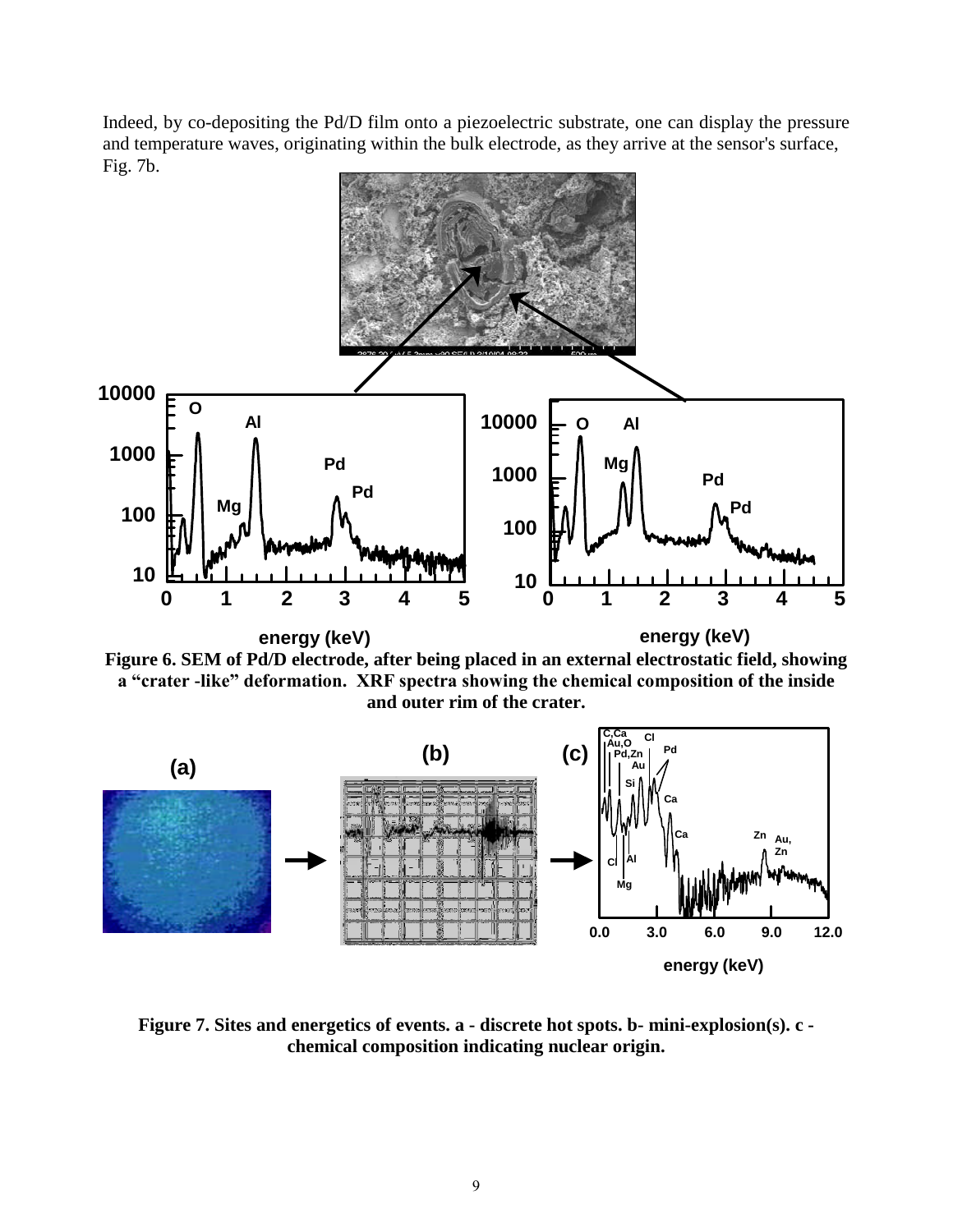Indeed, by co-depositing the Pd/D film onto a piezoelectric substrate, one can display the pressure and temperature waves, originating within the bulk electrode, as they arrive at the sensor's surface, Fig. 7b.

**Figure 6. SEM of Pd/D electrode, after being placed in an external electrostatic field, showing a "crater -like" deformation. XRF spectra showing the chemical composition of the inside and outer rim of the crater.**

**Figure 7. Sites and energetics of events. a - discrete hot spots. b- mini-explosion(s). c - chemical composition indicating nuclear origin.**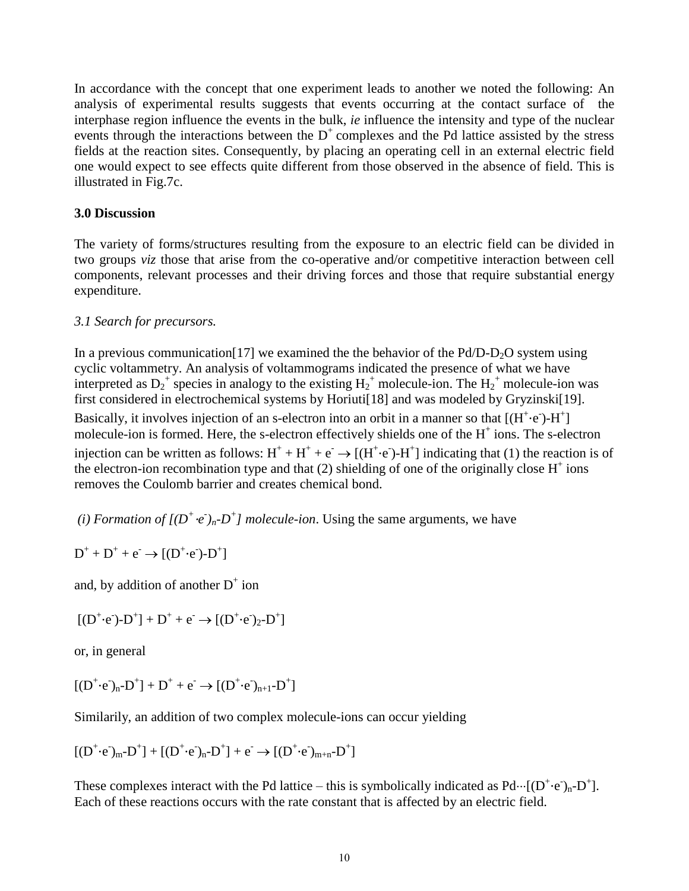In accordance with the concept that one experiment leads to another we noted the following: An analysis of experimental results suggests that events occurring at the contact surface of the interphase region influence the events in the bulk, *ie* influence the intensity and type of the nuclear events through the interactions between the $D^+$ complexes and the Pd lattice assisted by the stress fields at the reaction sites. Consequently, by placing an operating cell in an external electric field one would expect to see effects quite different from those observed in the absence of field. This is illustrated in Fig.7c.

## 3.0 Discussion

The variety of forms/structures resulting from the exposure to an electric field can be divided in two groups *viz* those that arise from the co-operative and/or competitive interaction between cell components, relevant processes and their driving forces and those that require substantial energy expenditure.

### *3.1 Search for precursors.*

In a previous communication[17] we examined the the behavior of the Pd/D-$D_2O$ system using cyclic voltammetry. An analysis of voltammograms indicated the presence of what we have interpreted as $D_2^+$ species in analogy to the existing $H_2^+$ molecule-ion. The $H_2^+$ molecule-ion was first considered in electrochemical systems by Horiuti[18] and was modeled by Gryzinski[19]. Basically, it involves injection of an s-electron into an orbit in a manner so that $[(H^+ \cdot e^-)\text{-}H^+]$ molecule-ion is formed. Here, the s-electron effectively shields one of the $H^+$ ions. The s-electron injection can be written as follows: $H^+ + H^+ + e^- \rightarrow [(H^+ \cdot e^-)\text{-}H^+]$ indicating that (1) the reaction is of the electron-ion recombination type and that (2) shielding of one of the originally close $H^+$ ions removes the Coulomb barrier and creates chemical bond.

*(i) Formation of $[(D^+ \cdot e^-)_n\text{-}D^+]$ molecule-ion*. Using the same arguments, we have

$$D^+ + D^+ + e^- \rightarrow [(D^+ \cdot e^-)\text{-}D^+]$$

and, by addition of another $D^+$ ion

$$[(D^+ \cdot e^-)\text{-}D^+] + D^+ + e^- \rightarrow [(D^+ \cdot e^-)_2\text{-}D^+]$$

or, in general

$$[(D^+ \cdot e^-)_n\text{-}D^+] + D^+ + e^- \rightarrow [(D^+ \cdot e^-)_{n+1}\text{-}D^+]$$

Similarily, an addition of two complex molecule-ions can occur yielding

$$[(D^+ \cdot e^-)_m\text{-}D^+] + [(D^+ \cdot e^-)_n\text{-}D^+] + e^- \rightarrow [(D^+ \cdot e^-)_{m+n}\text{-}D^+]$$

These complexes interact with the Pd lattice – this is symbolically indicated as $Pd \cdots [(D^+ \cdot e^-)_n\text{-}D^+]$. Each of these reactions occurs with the rate constant that is affected by an electric field.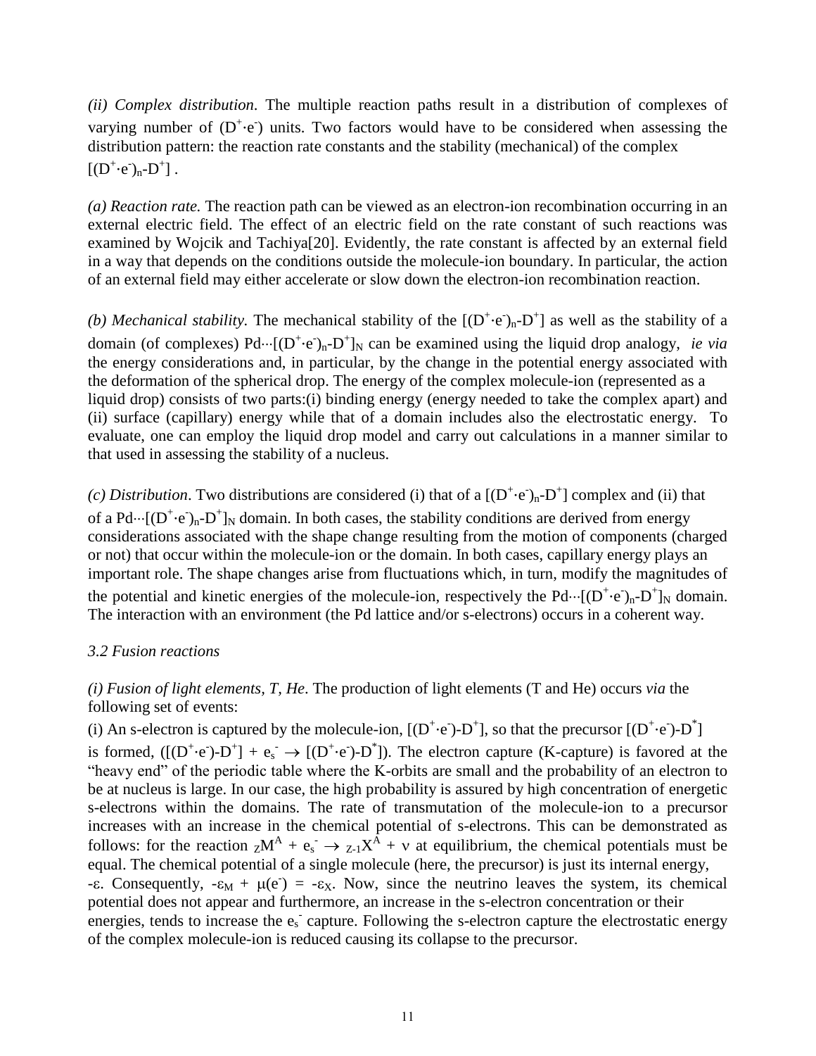*(ii) Complex distribution.* The multiple reaction paths result in a distribution of complexes of varying number of $(D^+{\cdot}e^-)$ units. Two factors would have to be considered when assessing the distribution pattern: the reaction rate constants and the stability (mechanical) of the complex $[(D^+{\cdot}e^-)_n\text{-}D^+]$ .

*(a) Reaction rate.* The reaction path can be viewed as an electron-ion recombination occurring in an external electric field. The effect of an electric field on the rate constant of such reactions was examined by Wojcik and Tachiya[20]. Evidently, the rate constant is affected by an external field in a way that depends on the conditions outside the molecule-ion boundary. In particular, the action of an external field may either accelerate or slow down the electron-ion recombination reaction.

*(b) Mechanical stability.* The mechanical stability of the $[(D^+{\cdot}e^-)_n\text{-}D^+]$ as well as the stability of a domain (of complexes) $Pd{\cdots}[(D^+{\cdot}e^-)_n\text{-}D^+]_N$ can be examined using the liquid drop analogy, *ie via* the energy considerations and, in particular, by the change in the potential energy associated with the deformation of the spherical drop. The energy of the complex molecule-ion (represented as a liquid drop) consists of two parts:(i) binding energy (energy needed to take the complex apart) and (ii) surface (capillary) energy while that of a domain includes also the electrostatic energy. To evaluate, one can employ the liquid drop model and carry out calculations in a manner similar to that used in assessing the stability of a nucleus.

*(c) Distribution*. Two distributions are considered (i) that of a $[(D^+{\cdot}e^-)_n\text{-}D^+]$ complex and (ii) that of a $Pd{\cdots}[(D^+{\cdot}e^-)_n\text{-}D^+]_N$ domain. In both cases, the stability conditions are derived from energy considerations associated with the shape change resulting from the motion of components (charged or not) that occur within the molecule-ion or the domain. In both cases, capillary energy plays an important role. The shape changes arise from fluctuations which, in turn, modify the magnitudes of the potential and kinetic energies of the molecule-ion, respectively the $Pd{\cdots}[(D^+{\cdot}e^-)_n\text{-}D^+]_N$ domain. The interaction with an environment (the Pd lattice and/or s-electrons) occurs in a coherent way.

### *3.2 Fusion reactions*

*(i) Fusion of light elements, T, He*. The production of light elements (T and He) occurs *via* the following set of events:

(i) An s-electron is captured by the molecule-ion, $[(D^+{\cdot}e^-)\text{-}D^+]$, so that the precursor $[(D^+{\cdot}e^-)\text{-}D^*]$ is formed, $([(D^+{\cdot}e^-)\text{-}D^+] + e_s^- \rightarrow [(D^+{\cdot}e^-)\text{-}D^*])$. The electron capture (K-capture) is favored at the "heavy end" of the periodic table where the K-orbits are small and the probability of an electron to be at nucleus is large. In our case, the high probability is assured by high concentration of energetic s-electrons within the domains. The rate of transmutation of the molecule-ion to a precursor increases with an increase in the chemical potential of s-electrons. This can be demonstrated as follows: for the reaction ${}_{Z}M^{A} + e_s^- \rightarrow {}_{Z-1}X^{A} + \nu$ at equilibrium, the chemical potentials must be equal. The chemical potential of a single molecule (here, the precursor) is just its internal energy, $-\varepsilon$. Consequently, $-\varepsilon_M + \mu(e^-) = -\varepsilon_X$. Now, since the neutrino leaves the system, its chemical potential does not appear and furthermore, an increase in the s-electron concentration or their energies, tends to increase the $e_s^-$ capture. Following the s-electron capture the electrostatic energy of the complex molecule-ion is reduced causing its collapse to the precursor.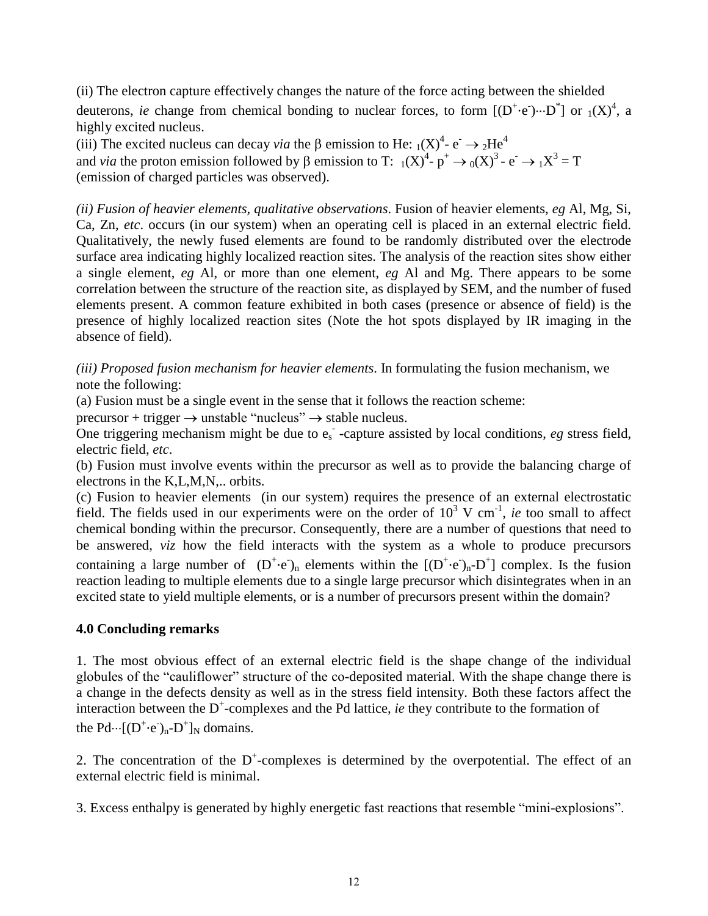(ii) The electron capture effectively changes the nature of the force acting between the shielded deuterons, *ie* change from chemical bonding to nuclear forces, to form $[(D^+\cdot e^-)\cdots D^*]$ or ${}_1(X)^4$, a highly excited nucleus.

(iii) The excited nucleus can decay *via* the β emission to He: ${}_1(X)^4 - e^- \rightarrow {}_2He^4$ and *via* the proton emission followed by β emission to T: ${}_1(X)^4 - p^+ \rightarrow {}_0(X)^3 - e^- \rightarrow {}_1X^3 = T$ (emission of charged particles was observed).

*(ii) Fusion of heavier elements, qualitative observations*. Fusion of heavier elements, *eg* Al, Mg, Si, Ca, Zn, *etc*. occurs (in our system) when an operating cell is placed in an external electric field. Qualitatively, the newly fused elements are found to be randomly distributed over the electrode surface area indicating highly localized reaction sites. The analysis of the reaction sites show either a single element, *eg* Al, or more than one element, *eg* Al and Mg. There appears to be some correlation between the structure of the reaction site, as displayed by SEM, and the number of fused elements present. A common feature exhibited in both cases (presence or absence of field) is the presence of highly localized reaction sites (Note the hot spots displayed by IR imaging in the absence of field).

*(iii) Proposed fusion mechanism for heavier elements*. In formulating the fusion mechanism, we note the following:

(a) Fusion must be a single event in the sense that it follows the reaction scheme:
precursor + trigger → unstable "nucleus" → stable nucleus.
One triggering mechanism might be due to $e_s^-$ -capture assisted by local conditions, *eg* stress field, electric field, *etc*.

(b) Fusion must involve events within the precursor as well as to provide the balancing charge of electrons in the K,L,M,N,.. orbits.

(c) Fusion to heavier elements (in our system) requires the presence of an external electrostatic field. The fields used in our experiments were on the order of $10^3$ V cm$^{-1}$, *ie* too small to affect chemical bonding within the precursor. Consequently, there are a number of questions that need to be answered, *viz* how the field interacts with the system as a whole to produce precursors containing a large number of $(D^+\cdot e^-)_n$ elements within the $[(D^+\cdot e^-)_n\text{-}D^+]$ complex. Is the fusion reaction leading to multiple elements due to a single large precursor which disintegrates when in an excited state to yield multiple elements, or is a number of precursors present within the domain?

## 4.0 Concluding remarks

1. The most obvious effect of an external electric field is the shape change of the individual globules of the "cauliflower" structure of the co-deposited material. With the shape change there is a change in the defects density as well as in the stress field intensity. Both these factors affect the interaction between the $D^+$-complexes and the Pd lattice, *ie* they contribute to the formation of the $Pd\cdots[(D^+\cdot e^-)_n\text{-}D^+]_N$ domains.

2. The concentration of the $D^+$-complexes is determined by the overpotential. The effect of an external electric field is minimal.

3. Excess enthalpy is generated by highly energetic fast reactions that resemble "mini-explosions".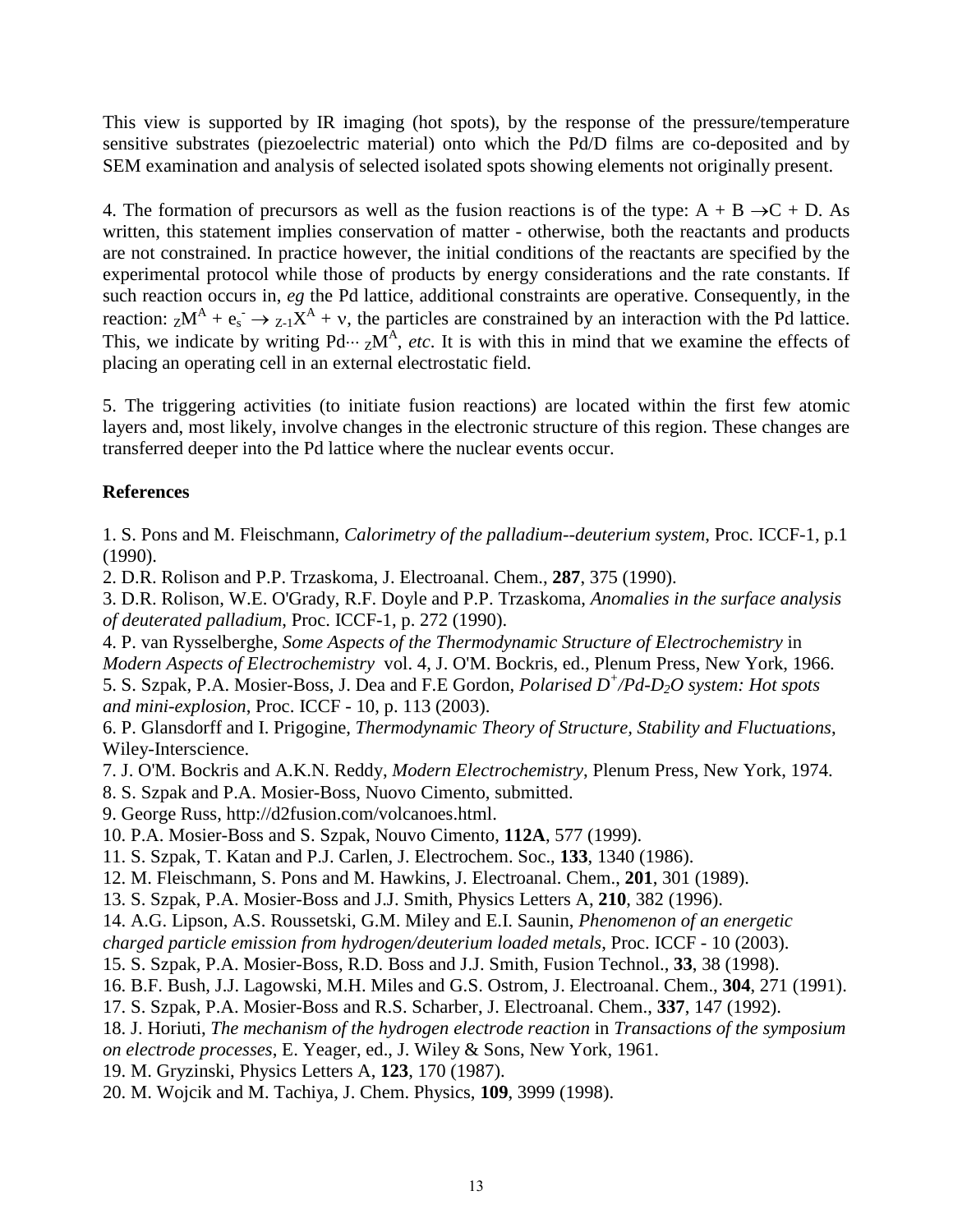This view is supported by IR imaging (hot spots), by the response of the pressure/temperature sensitive substrates (piezoelectric material) onto which the Pd/D films are co-deposited and by SEM examination and analysis of selected isolated spots showing elements not originally present.

4. The formation of precursors as well as the fusion reactions is of the type: $A + B \rightarrow C + D$. As written, this statement implies conservation of matter - otherwise, both the reactants and products are not constrained. In practice however, the initial conditions of the reactants are specified by the experimental protocol while those of products by energy considerations and the rate constants. If such reaction occurs in, *eg* the Pd lattice, additional constraints are operative. Consequently, in the reaction: ${}_{Z}M^{A} + e_{s}^{-} \rightarrow {}_{Z-1}X^{A} + \nu$, the particles are constrained by an interaction with the Pd lattice. This, we indicate by writing Pd$\cdots {}_{Z}M^{A}$, *etc*. It is with this in mind that we examine the effects of placing an operating cell in an external electrostatic field.

5. The triggering activities (to initiate fusion reactions) are located within the first few atomic layers and, most likely, involve changes in the electronic structure of this region. These changes are transferred deeper into the Pd lattice where the nuclear events occur.

**References**

1. S. Pons and M. Fleischmann, *Calorimetry of the palladium--deuterium system*, Proc. ICCF-1, p.1 (1990).
2. D.R. Rolison and P.P. Trzaskoma, J. Electroanal. Chem., **287**, 375 (1990).
3. D.R. Rolison, W.E. O'Grady, R.F. Doyle and P.P. Trzaskoma, *Anomalies in the surface analysis of deuterated palladium*, Proc. ICCF-1, p. 272 (1990).
4. P. van Rysselberghe, *Some Aspects of the Thermodynamic Structure of Electrochemistry* in *Modern Aspects of Electrochemistry* vol. 4, J. O'M. Bockris, ed., Plenum Press, New York, 1966.
5. S. Szpak, P.A. Mosier-Boss, J. Dea and F.E Gordon, *Polarised $D^{+}$/Pd-$D_2O$ system: Hot spots and mini-explosion*, Proc. ICCF - 10, p. 113 (2003).
6. P. Glansdorff and I. Prigogine, *Thermodynamic Theory of Structure, Stability and Fluctuations*, Wiley-Interscience.
7. J. O'M. Bockris and A.K.N. Reddy, *Modern Electrochemistry*, Plenum Press, New York, 1974.
8. S. Szpak and P.A. Mosier-Boss, Nuovo Cimento, submitted.
9. George Russ, http://d2fusion.com/volcanoes.html.
10. P.A. Mosier-Boss and S. Szpak, Nouvo Cimento, **112A**, 577 (1999).
11. S. Szpak, T. Katan and P.J. Carlen, J. Electrochem. Soc., **133**, 1340 (1986).
12. M. Fleischmann, S. Pons and M. Hawkins, J. Electroanal. Chem., **201**, 301 (1989).
13. S. Szpak, P.A. Mosier-Boss and J.J. Smith, Physics Letters A, **210**, 382 (1996).
14. A.G. Lipson, A.S. Roussetski, G.M. Miley and E.I. Saunin, *Phenomenon of an energetic charged particle emission from hydrogen/deuterium loaded metals*, Proc. ICCF - 10 (2003).
15. S. Szpak, P.A. Mosier-Boss, R.D. Boss and J.J. Smith, Fusion Technol., **33**, 38 (1998).
16. B.F. Bush, J.J. Lagowski, M.H. Miles and G.S. Ostrom, J. Electroanal. Chem., **304**, 271 (1991).
17. S. Szpak, P.A. Mosier-Boss and R.S. Scharber, J. Electroanal. Chem., **337**, 147 (1992).
18. J. Horiuti, *The mechanism of the hydrogen electrode reaction* in *Transactions of the symposium on electrode processes*, E. Yeager, ed., J. Wiley & Sons, New York, 1961.
19. M. Gryzinski, Physics Letters A, **123**, 170 (1987).
20. M. Wojcik and M. Tachiya, J. Chem. Physics, **109**, 3999 (1998).